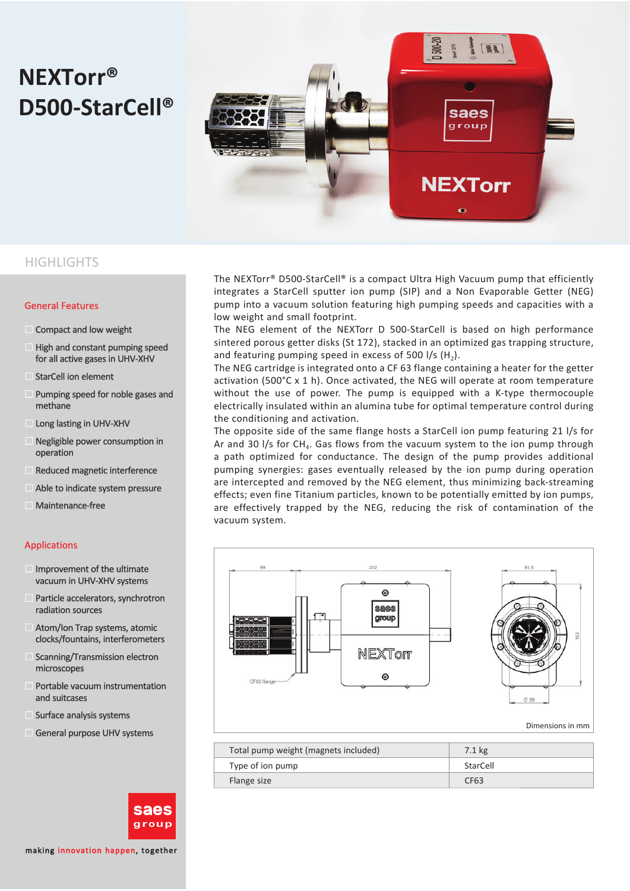# **NEXTorr® D500-StarCell®**



## **HIGHLIGHTS**

#### General Features

- $\Box$  Compact and low weight
- $H$  High and constant pumping speed for all active gases in UHV-XHV
- $S$  StarCell ion element
- **Pumping speed for noble gases and** methane
- $\Box$  Long lasting in UHV-XHV
- $\blacksquare$  Negligible power consumption in operation
- $R$  Reduced magnetic interference
- $\blacksquare$  Able to indicate system pressure
- **Maintenance-free**

#### Applications

- $\blacksquare$  Improvement of the ultimate vacuum in UHV-XHV systems
- **Particle accelerators, synchrotron** radiation sources
- $\blacksquare$  Atom/Ion Trap systems, atomic clocks/fountains, interferometers
- $\blacksquare$  Scanning/Transmission electron microscopes
- **Portable vacuum instrumentation** and suitcases
- $\blacksquare$  Surface analysis systems
- $\blacksquare$  General purpose UHV systems



making innovation happen, together

The NEXTorr® D500-StarCell® is a compact Ultra High Vacuum pump that efficiently integrates a StarCell sputter ion pump (SIP) and a Non Evaporable Getter (NEG) pump into a vacuum solution featuring high pumping speeds and capacities with a low weight and small footprint.

The NEG element of the NEXTorr D 500-StarCell is based on high performance sintered porous getter disks (St 172), stacked in an optimized gas trapping structure, and featuring pumping speed in excess of 500  $1/s$  (H<sub>2</sub>).

The NEG cartridge is integrated onto a CF 63 flange containing a heater for the getter activation (500°C x 1 h). Once activated, the NEG will operate at room temperature without the use of power. The pump is equipped with a K-type thermocouple electrically insulated within an alumina tube for optimal temperature control during the conditioning and activation.

The opposite side of the same flange hosts a StarCell ion pump featuring 21 l/s for Ar and 30 l/s for CH<sub>4</sub>. Gas flows from the vacuum system to the ion pump through a path optimized for conductance. The design of the pump provides additional pumping synergies: gases eventually released by the ion pump during operation are intercepted and removed by the NEG element, thus minimizing back-streaming effects; even fine Titanium particles, known to be potentially emitted by ion pumps, are effectively trapped by the NEG, reducing the risk of contamination of the vacuum system.



| Total pump weight (magnets included) | $7.1 \text{ kg}$ |
|--------------------------------------|------------------|
| Type of ion pump                     | StarCell         |
| Flange size                          | CF63             |